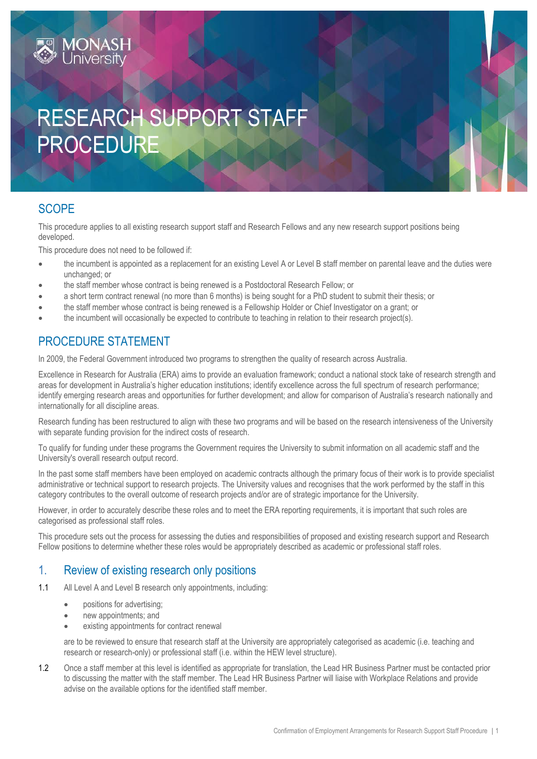# RESEARCH SUPPORT STAFF PROCEDURE

## SCOPE

This procedure applies to all existing research support staff and Research Fellows and any new research support positions being developed.

This procedure does not need to be followed if:

- the incumbent is appointed as a replacement for an existing Level A or Level B staff member on parental leave and the duties were unchanged; or
- the staff member whose contract is being renewed is a Postdoctoral Research Fellow; or
- a short term contract renewal (no more than 6 months) is being sought for a PhD student to submit their thesis; or
- the staff member whose contract is being renewed is a Fellowship Holder or Chief Investigator on a grant; or
- the incumbent will occasionally be expected to contribute to teaching in relation to their research project(s).

## PROCEDURE STATEMENT

In 2009, the Federal Government introduced two programs to strengthen the quality of research across Australia.

Excellence in Research for Australia (ERA) aims to provide an evaluation framework; conduct a national stock take of research strength and areas for development in Australia's higher education institutions; identify excellence across the full spectrum of research performance; identify emerging research areas and opportunities for further development; and allow for comparison of Australia's research nationally and internationally for all discipline areas.

Research funding has been restructured to align with these two programs and will be based on the research intensiveness of the University with separate funding provision for the indirect costs of research.

To qualify for funding under these programs the Government requires the University to submit information on all academic staff and the University's overall research output record.

In the past some staff members have been employed on academic contracts although the primary focus of their work is to provide specialist administrative or technical support to research projects. The University values and recognises that the work performed by the staff in this category contributes to the overall outcome of research projects and/or are of strategic importance for the University.

However, in order to accurately describe these roles and to meet the ERA reporting requirements, it is important that such roles are categorised as professional staff roles.

This procedure sets out the process for assessing the duties and responsibilities of proposed and existing research support and Research Fellow positions to determine whether these roles would be appropriately described as academic or professional staff roles.

## 1. Review of existing research only positions

1.1 All Level A and Level B research only appointments, including:

- positions for advertising;
- new appointments; and
- existing appointments for contract renewal

are to be reviewed to ensure that research staff at the University are appropriately categorised as academic (i.e. teaching and research or research-only) or professional staff (i.e. within the HEW level structure).

1.2 Once a staff member at this level is identified as appropriate for translation, the Lead HR Business Partner must be contacted prior to discussing the matter with the staff member. The Lead HR Business Partner will liaise with Workplace Relations and provide advise on the available options for the identified staff member.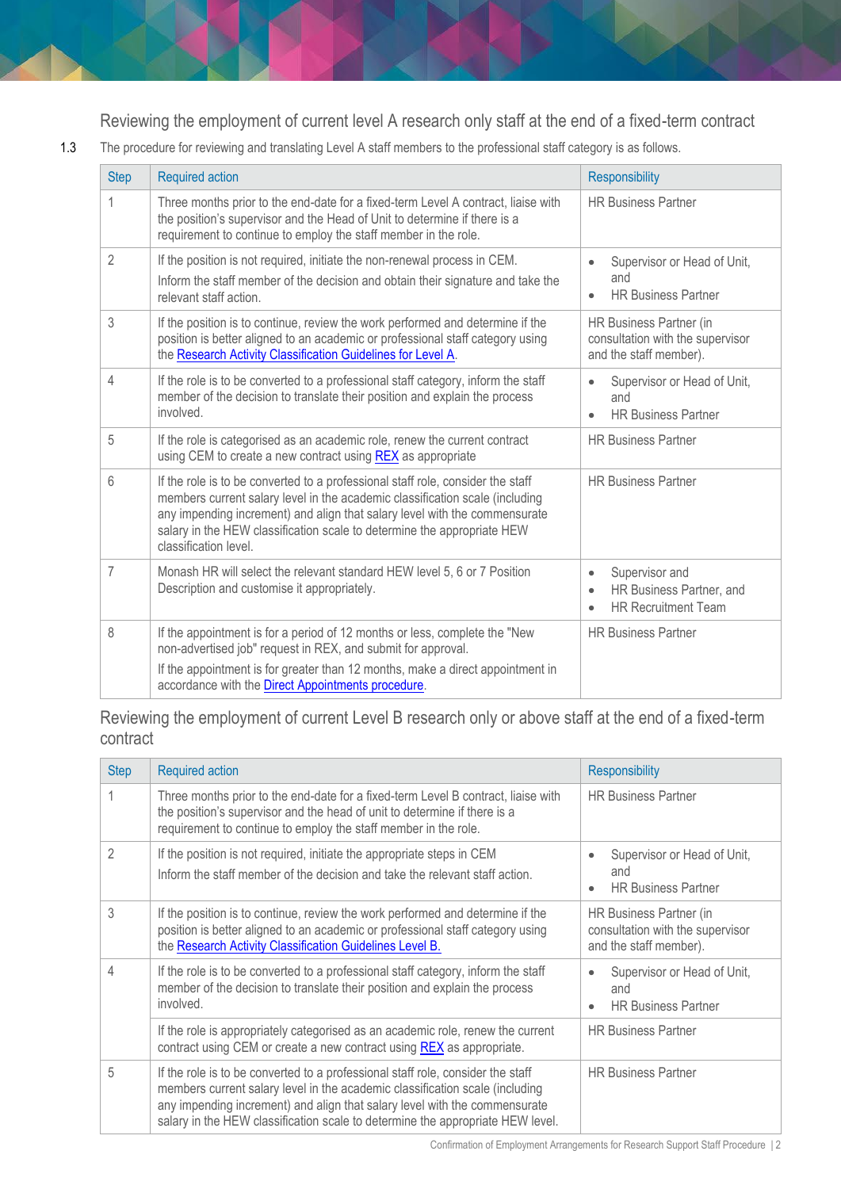## Reviewing the employment of current level A research only staff at the end of a fixed-term contract

1.3 The procedure for reviewing and translating Level A staff members to the professional staff category is as follows.

| Step | Required action | Responsibility |
|---|---|---|
| 1 | Three months prior to the end-date for a fixed-term Level A contract, liaise with the position's supervisor and the Head of Unit to determine if there is a requirement to continue to employ the staff member in the role. | HR Business Partner |
| 2 | If the position is not required, initiate the non-renewal process in CEM. Inform the staff member of the decision and obtain their signature and take the relevant staff action. | • Supervisor or Head of Unit, and • HR Business Partner |
| 3 | If the position is to continue, review the work performed and determine if the position is better aligned to an academic or professional staff category using the Research Activity Classification Guidelines for Level A. | HR Business Partner (in consultation with the supervisor and the staff member). |
| 4 | If the role is to be converted to a professional staff category, inform the staff member of the decision to translate their position and explain the process involved. | • Supervisor or Head of Unit, and • HR Business Partner |
| 5 | If the role is categorised as an academic role, renew the current contract using CEM to create a new contract using REX as appropriate | HR Business Partner |
| 6 | If the role is to be converted to a professional staff role, consider the staff members current salary level in the academic classification scale (including any impending increment) and align that salary level with the commensurate salary in the HEW classification scale to determine the appropriate HEW classification level. | HR Business Partner |
| 7 | Monash HR will select the relevant standard HEW level 5, 6 or 7 Position Description and customise it appropriately. | • Supervisor and • HR Business Partner, and • HR Recruitment Team |
| 8 | If the appointment is for a period of 12 months or less, complete the "New non-advertised job" request in REX, and submit for approval. If the appointment is for greater than 12 months, make a direct appointment in accordance with the Direct Appointments procedure. | HR Business Partner |

## Reviewing the employment of current Level B research only or above staff at the end of a fixed-term contract

| Step | Required action | Responsibility |
|---|---|---|
| 1 | Three months prior to the end-date for a fixed-term Level B contract, liaise with the position's supervisor and the head of unit to determine if there is a requirement to continue to employ the staff member in the role. | HR Business Partner |
| 2 | If the position is not required, initiate the appropriate steps in CEM. Inform the staff member of the decision and take the relevant staff action. | • Supervisor or Head of Unit, and • HR Business Partner |
| 3 | If the position is to continue, review the work performed and determine if the position is better aligned to an academic or professional staff category using the Research Activity Classification Guidelines Level B. | HR Business Partner (in consultation with the supervisor and the staff member). |
| 4 | If the role is to be converted to a professional staff category, inform the staff member of the decision to translate their position and explain the process involved. | • Supervisor or Head of Unit, and • HR Business Partner |
| | If the role is appropriately categorised as an academic role, renew the current contract using CEM or create a new contract using REX as appropriate. | HR Business Partner |
| 5 | If the role is to be converted to a professional staff role, consider the staff members current salary level in the academic classification scale (including any impending increment) and align that salary level with the commensurate salary in the HEW classification scale to determine the appropriate HEW level. | HR Business Partner |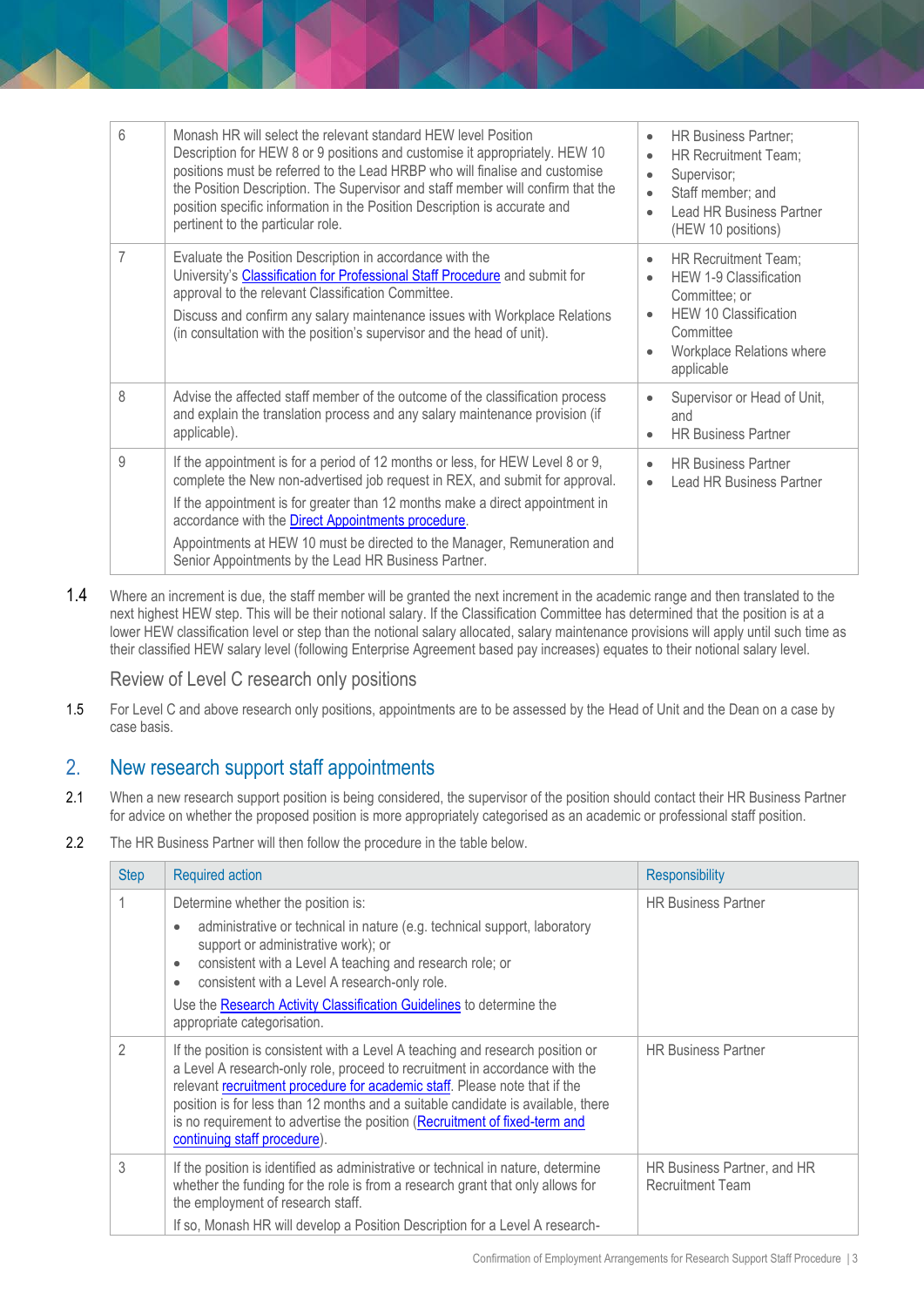| | | |
|---|---|---|
| 6 | Monash HR will select the relevant standard HEW level Position Description for HEW 8 or 9 positions and customise it appropriately. HEW 10 positions must be referred to the Lead HRBP who will finalise and customise the Position Description. The Supervisor and staff member will confirm that the position specific information in the Position Description is accurate and pertinent to the particular role. | • HR Business Partner;<br>• HR Recruitment Team;<br>• Supervisor;<br>• Staff member; and<br>• Lead HR Business Partner (HEW 10 positions) |
| 7 | Evaluate the Position Description in accordance with the University's Classification for Professional Staff Procedure and submit for approval to the relevant Classification Committee.<br><br>Discuss and confirm any salary maintenance issues with Workplace Relations (in consultation with the position's supervisor and the head of unit). | • HR Recruitment Team;<br>• HEW 1-9 Classification Committee; or<br>• HEW 10 Classification Committee<br>• Workplace Relations where applicable |
| 8 | Advise the affected staff member of the outcome of the classification process and explain the translation process and any salary maintenance provision (if applicable). | • Supervisor or Head of Unit, and<br>• HR Business Partner |
| 9 | If the appointment is for a period of 12 months or less, for HEW Level 8 or 9, complete the New non-advertised job request in REX, and submit for approval.<br><br>If the appointment is for greater than 12 months make a direct appointment in accordance with the Direct Appointments procedure.<br><br>Appointments at HEW 10 must be directed to the Manager, Remuneration and Senior Appointments by the Lead HR Business Partner. | • HR Business Partner<br>• Lead HR Business Partner |

1.4 Where an increment is due, the staff member will be granted the next increment in the academic range and then translated to the next highest HEW step. This will be their notional salary. If the Classification Committee has determined that the position is at a lower HEW classification level or step than the notional salary allocated, salary maintenance provisions will apply until such time as their classified HEW salary level (following Enterprise Agreement based pay increases) equates to their notional salary level.

### Review of Level C research only positions

1.5 For Level C and above research only positions, appointments are to be assessed by the Head of Unit and the Dean on a case by case basis.

## 2. New research support staff appointments

2.1 When a new research support position is being considered, the supervisor of the position should contact their HR Business Partner for advice on whether the proposed position is more appropriately categorised as an academic or professional staff position.

2.2 The HR Business Partner will then follow the procedure in the table below.

| Step | Required action | Responsibility |
|---|---|---|
| 1 | Determine whether the position is:<br>• administrative or technical in nature (e.g. technical support, laboratory support or administrative work); or<br>• consistent with a Level A teaching and research role; or<br>• consistent with a Level A research-only role.<br><br>Use the Research Activity Classification Guidelines to determine the appropriate categorisation. | HR Business Partner |
| 2 | If the position is consistent with a Level A teaching and research position or a Level A research-only role, proceed to recruitment in accordance with the relevant recruitment procedure for academic staff. Please note that if the position is for less than 12 months and a suitable candidate is available, there is no requirement to advertise the position (Recruitment of fixed-term and continuing staff procedure). | HR Business Partner |
| 3 | If the position is identified as administrative or technical in nature, determine whether the funding for the role is from a research grant that only allows for the employment of research staff.<br><br>If so, Monash HR will develop a Position Description for a Level A research- | HR Business Partner, and HR Recruitment Team |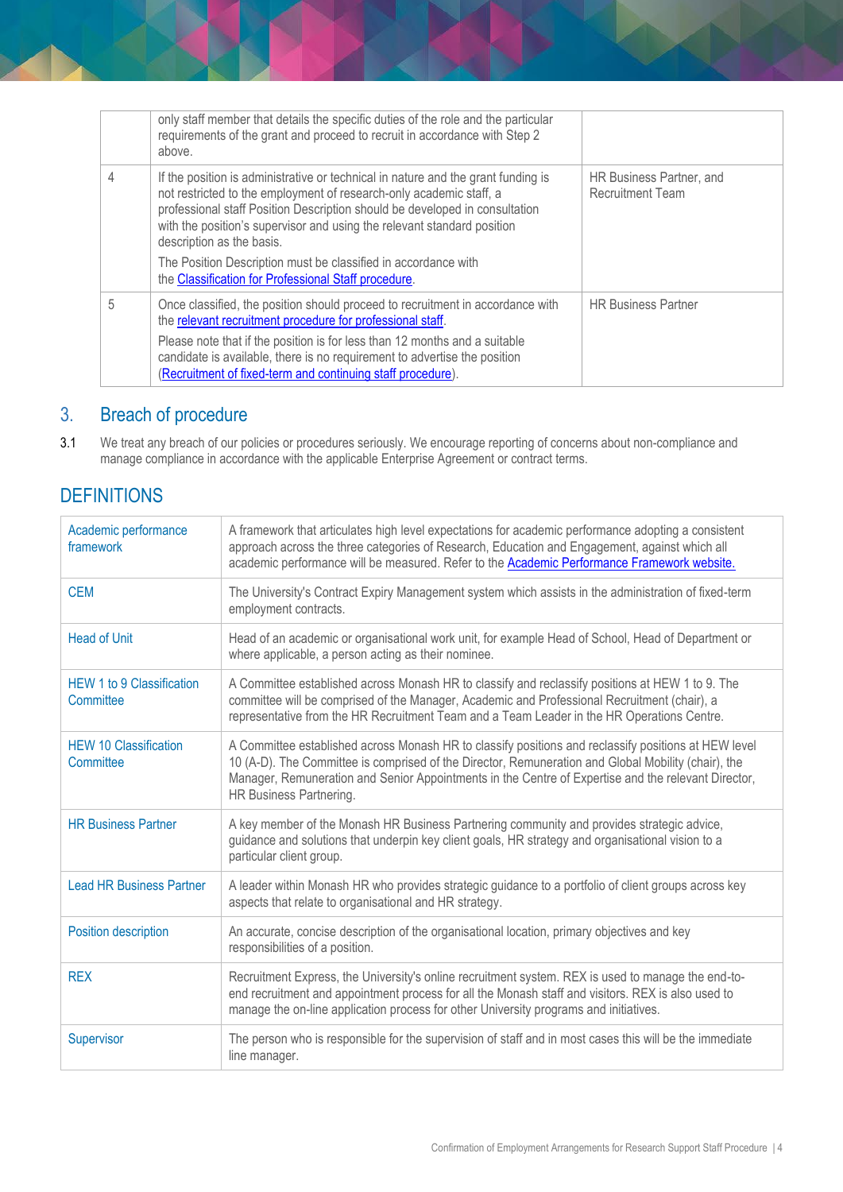|  |  |  |
|---|---|---|
|  | only staff member that details the specific duties of the role and the particular requirements of the grant and proceed to recruit in accordance with Step 2 above. |  |
| 4 | If the position is administrative or technical in nature and the grant funding is not restricted to the employment of research-only academic staff, a professional staff Position Description should be developed in consultation with the position's supervisor and using the relevant standard position description as the basis. The Position Description must be classified in accordance with the [Classification for Professional Staff procedure](). | HR Business Partner, and Recruitment Team |
| 5 | Once classified, the position should proceed to recruitment in accordance with the [relevant recruitment procedure for professional staff](). Please note that if the position is for less than 12 months and a suitable candidate is available, there is no requirement to advertise the position ([Recruitment of fixed-term and continuing staff procedure]()). | HR Business Partner |

## 3. Breach of procedure

3.1 We treat any breach of our policies or procedures seriously. We encourage reporting of concerns about non-compliance and manage compliance in accordance with the applicable Enterprise Agreement or contract terms.

## DEFINITIONS

| Term | Definition |
|---|---|
| Academic performance framework | A framework that articulates high level expectations for academic performance adopting a consistent approach across the three categories of Research, Education and Engagement, against which all academic performance will be measured. Refer to the [Academic Performance Framework website.]() |
| CEM | The University's Contract Expiry Management system which assists in the administration of fixed-term employment contracts. |
| Head of Unit | Head of an academic or organisational work unit, for example Head of School, Head of Department or where applicable, a person acting as their nominee. |
| HEW 1 to 9 Classification Committee | A Committee established across Monash HR to classify and reclassify positions at HEW 1 to 9. The committee will be comprised of the Manager, Academic and Professional Recruitment (chair), a representative from the HR Recruitment Team and a Team Leader in the HR Operations Centre. |
| HEW 10 Classification Committee | A Committee established across Monash HR to classify positions and reclassify positions at HEW level 10 (A-D). The Committee is comprised of the Director, Remuneration and Global Mobility (chair), the Manager, Remuneration and Senior Appointments in the Centre of Expertise and the relevant Director, HR Business Partnering. |
| HR Business Partner | A key member of the Monash HR Business Partnering community and provides strategic advice, guidance and solutions that underpin key client goals, HR strategy and organisational vision to a particular client group. |
| Lead HR Business Partner | A leader within Monash HR who provides strategic guidance to a portfolio of client groups across key aspects that relate to organisational and HR strategy. |
| Position description | An accurate, concise description of the organisational location, primary objectives and key responsibilities of a position. |
| REX | Recruitment Express, the University's online recruitment system. REX is used to manage the end-to-end recruitment and appointment process for all the Monash staff and visitors. REX is also used to manage the on-line application process for other University programs and initiatives. |
| Supervisor | The person who is responsible for the supervision of staff and in most cases this will be the immediate line manager. |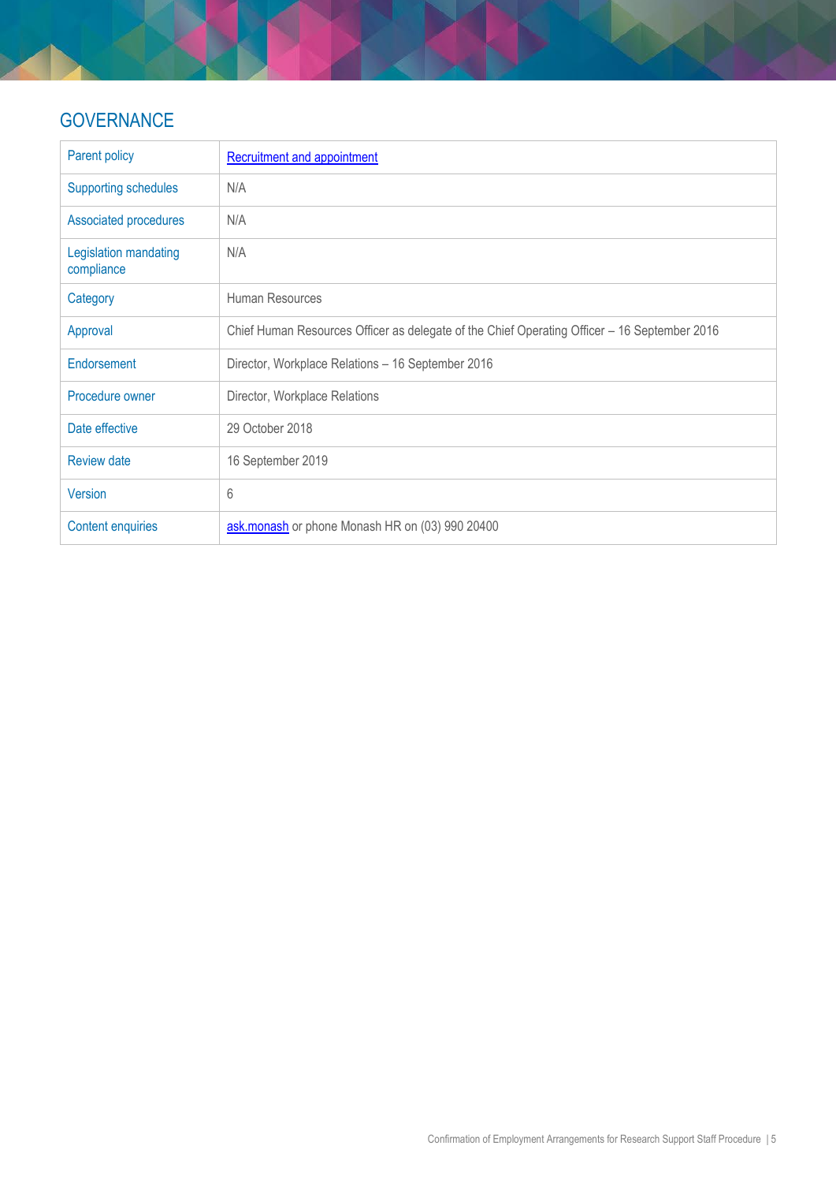## GOVERNANCE

| | |
|---|---|
| Parent policy | [Recruitment and appointment] |
| Supporting schedules | N/A |
| Associated procedures | N/A |
| Legislation mandating compliance | N/A |
| Category | Human Resources |
| Approval | Chief Human Resources Officer as delegate of the Chief Operating Officer – 16 September 2016 |
| Endorsement | Director, Workplace Relations – 16 September 2016 |
| Procedure owner | Director, Workplace Relations |
| Date effective | 29 October 2018 |
| Review date | 16 September 2019 |
| Version | 6 |
| Content enquiries | ask.monash or phone Monash HR on (03) 990 20400 |